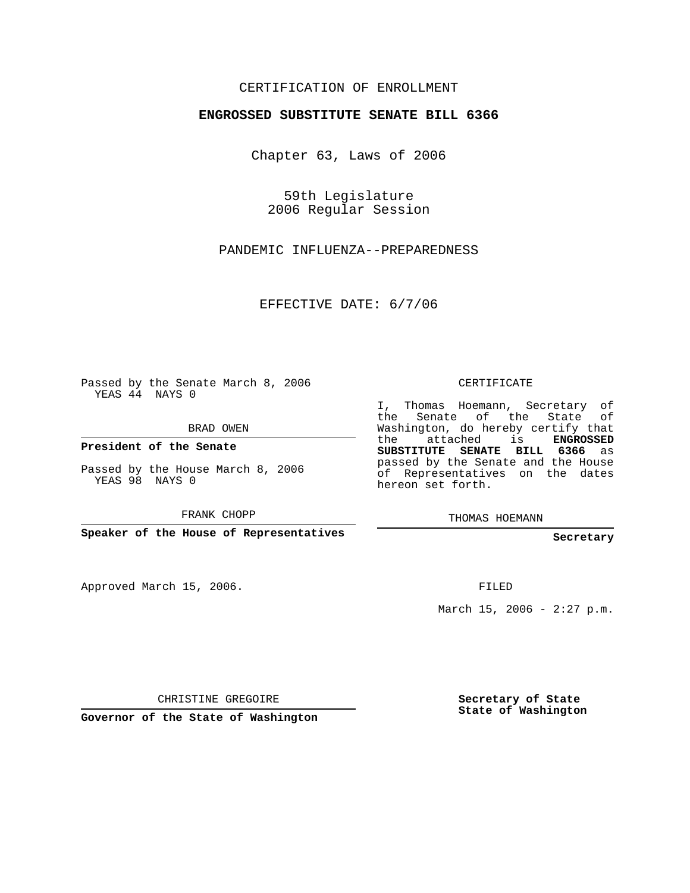CERTIFICATION OF ENROLLMENT

**ENGROSSED SUBSTITUTE SENATE BILL 6366**

Chapter 63, Laws of 2006

59th Legislature
2006 Regular Session

PANDEMIC INFLUENZA--PREPAREDNESS

EFFECTIVE DATE: 6/7/06

Passed by the Senate March 8, 2006
YEAS 44 NAYS 0

BRAD OWEN

**President of the Senate**

Passed by the House March 8, 2006
YEAS 98 NAYS 0

FRANK CHOPP

**Speaker of the House of Representatives**

Approved March 15, 2006.

CHRISTINE GREGOIRE

**Governor of the State of Washington**

CERTIFICATE

I, Thomas Hoemann, Secretary of the Senate of the State of Washington, do hereby certify that the attached is **ENGROSSED SUBSTITUTE SENATE BILL 6366** as passed by the Senate and the House of Representatives on the dates hereon set forth.

THOMAS HOEMANN

**Secretary**

FILED

March 15, 2006 - 2:27 p.m.

**Secretary of State**
**State of Washington**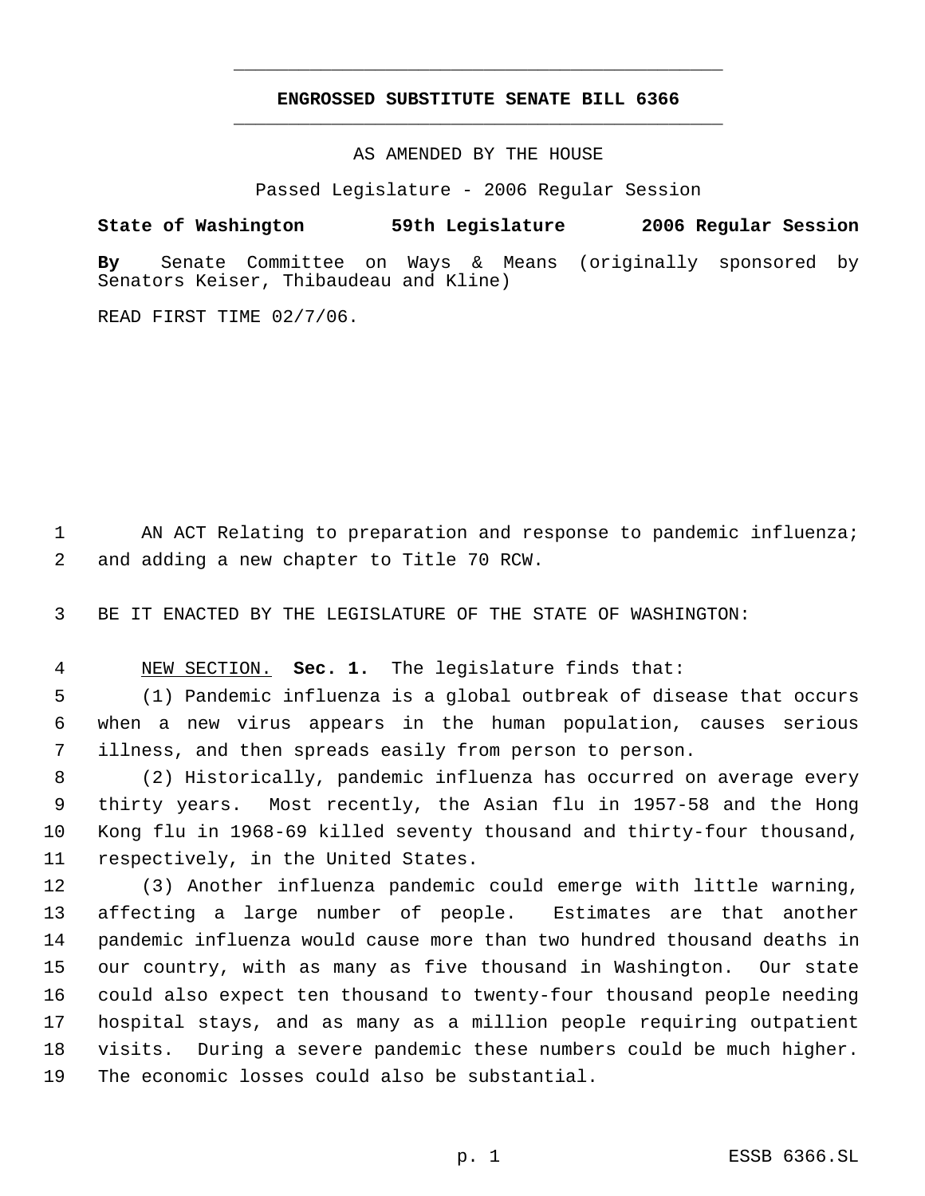# ENGROSSED SUBSTITUTE SENATE BILL 6366

AS AMENDED BY THE HOUSE

Passed Legislature - 2006 Regular Session

**State of Washington 59th Legislature 2006 Regular Session**

**By** Senate Committee on Ways & Means (originally sponsored by Senators Keiser, Thibaudeau and Kline)

READ FIRST TIME 02/7/06.

AN ACT Relating to preparation and response to pandemic influenza; and adding a new chapter to Title 70 RCW.

BE IT ENACTED BY THE LEGISLATURE OF THE STATE OF WASHINGTON:

NEW SECTION. **Sec. 1.** The legislature finds that:

(1) Pandemic influenza is a global outbreak of disease that occurs when a new virus appears in the human population, causes serious illness, and then spreads easily from person to person.

(2) Historically, pandemic influenza has occurred on average every thirty years. Most recently, the Asian flu in 1957-58 and the Hong Kong flu in 1968-69 killed seventy thousand and thirty-four thousand, respectively, in the United States.

(3) Another influenza pandemic could emerge with little warning, affecting a large number of people. Estimates are that another pandemic influenza would cause more than two hundred thousand deaths in our country, with as many as five thousand in Washington. Our state could also expect ten thousand to twenty-four thousand people needing hospital stays, and as many as a million people requiring outpatient visits. During a severe pandemic these numbers could be much higher. The economic losses could also be substantial.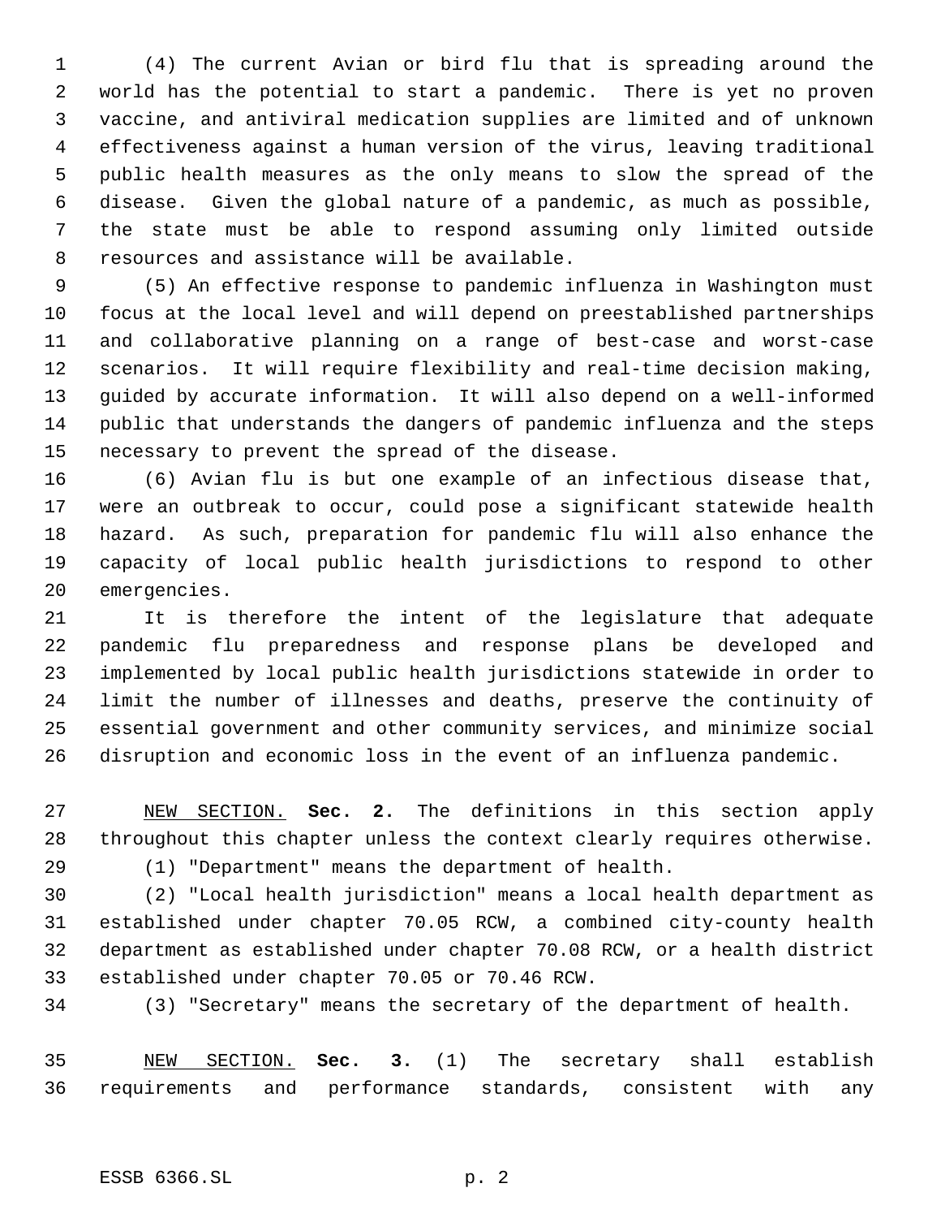(4) The current Avian or bird flu that is spreading around the world has the potential to start a pandemic. There is yet no proven vaccine, and antiviral medication supplies are limited and of unknown effectiveness against a human version of the virus, leaving traditional public health measures as the only means to slow the spread of the disease. Given the global nature of a pandemic, as much as possible, the state must be able to respond assuming only limited outside resources and assistance will be available.

(5) An effective response to pandemic influenza in Washington must focus at the local level and will depend on preestablished partnerships and collaborative planning on a range of best-case and worst-case scenarios. It will require flexibility and real-time decision making, guided by accurate information. It will also depend on a well-informed public that understands the dangers of pandemic influenza and the steps necessary to prevent the spread of the disease.

(6) Avian flu is but one example of an infectious disease that, were an outbreak to occur, could pose a significant statewide health hazard. As such, preparation for pandemic flu will also enhance the capacity of local public health jurisdictions to respond to other emergencies.

It is therefore the intent of the legislature that adequate pandemic flu preparedness and response plans be developed and implemented by local public health jurisdictions statewide in order to limit the number of illnesses and deaths, preserve the continuity of essential government and other community services, and minimize social disruption and economic loss in the event of an influenza pandemic.

NEW SECTION. **Sec. 2.** The definitions in this section apply throughout this chapter unless the context clearly requires otherwise.

(1) "Department" means the department of health.

(2) "Local health jurisdiction" means a local health department as established under chapter 70.05 RCW, a combined city-county health department as established under chapter 70.08 RCW, or a health district established under chapter 70.05 or 70.46 RCW.

(3) "Secretary" means the secretary of the department of health.

NEW SECTION. **Sec. 3.** (1) The secretary shall establish requirements and performance standards, consistent with any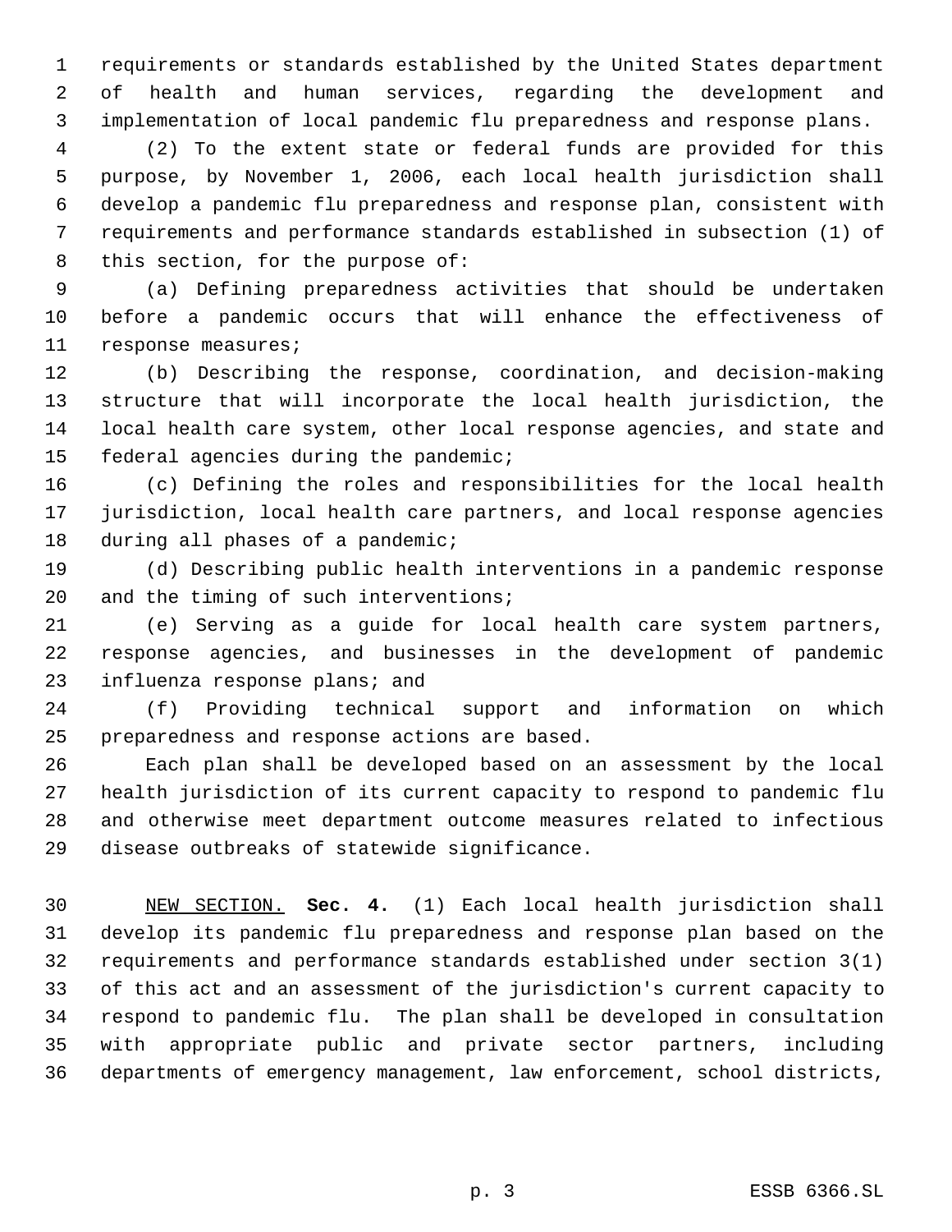requirements or standards established by the United States department of health and human services, regarding the development and implementation of local pandemic flu preparedness and response plans.

(2) To the extent state or federal funds are provided for this purpose, by November 1, 2006, each local health jurisdiction shall develop a pandemic flu preparedness and response plan, consistent with requirements and performance standards established in subsection (1) of this section, for the purpose of:

(a) Defining preparedness activities that should be undertaken before a pandemic occurs that will enhance the effectiveness of response measures;

(b) Describing the response, coordination, and decision-making structure that will incorporate the local health jurisdiction, the local health care system, other local response agencies, and state and federal agencies during the pandemic;

(c) Defining the roles and responsibilities for the local health jurisdiction, local health care partners, and local response agencies during all phases of a pandemic;

(d) Describing public health interventions in a pandemic response and the timing of such interventions;

(e) Serving as a guide for local health care system partners, response agencies, and businesses in the development of pandemic influenza response plans; and

(f) Providing technical support and information on which preparedness and response actions are based.

Each plan shall be developed based on an assessment by the local health jurisdiction of its current capacity to respond to pandemic flu and otherwise meet department outcome measures related to infectious disease outbreaks of statewide significance.

NEW SECTION. **Sec. 4.** (1) Each local health jurisdiction shall develop its pandemic flu preparedness and response plan based on the requirements and performance standards established under section 3(1) of this act and an assessment of the jurisdiction's current capacity to respond to pandemic flu. The plan shall be developed in consultation with appropriate public and private sector partners, including departments of emergency management, law enforcement, school districts,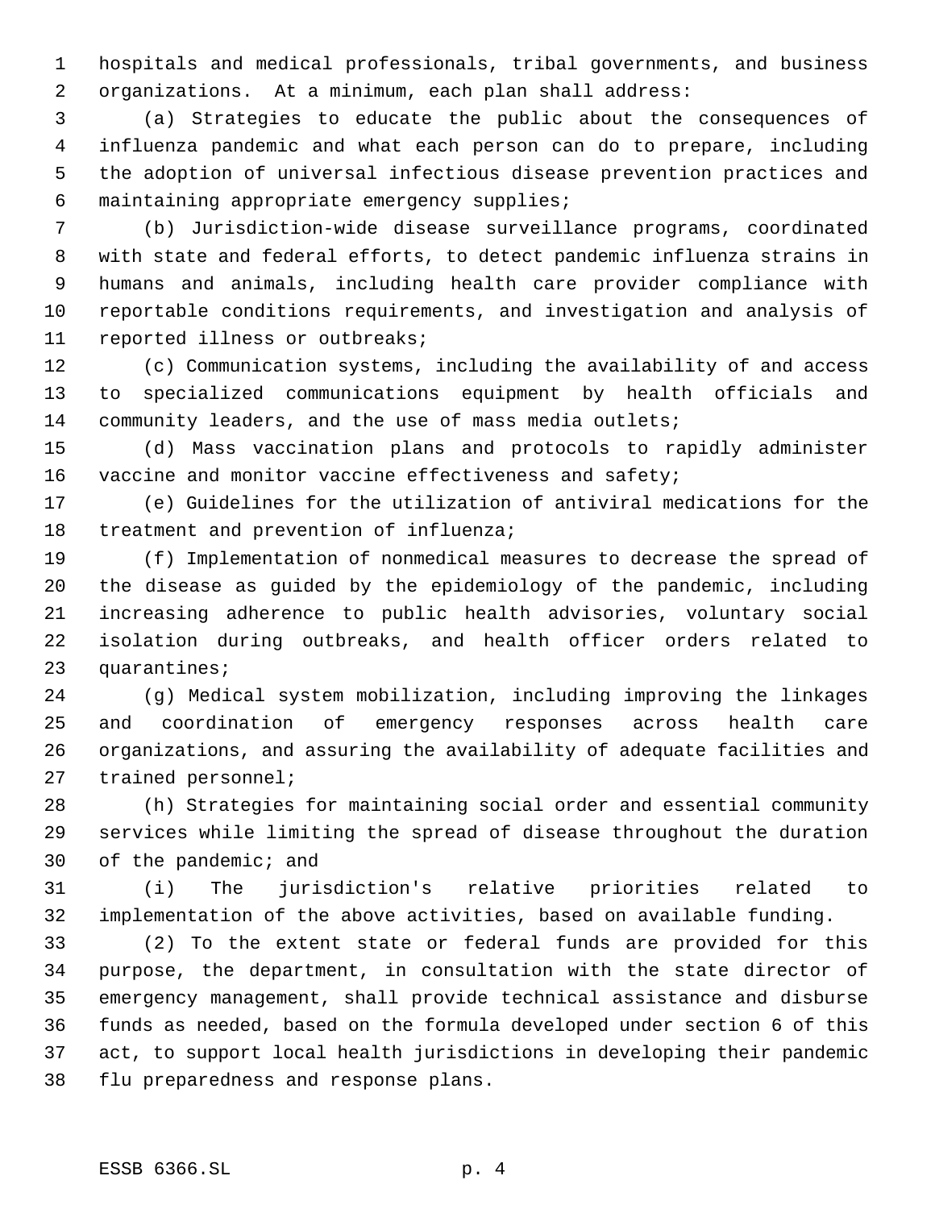hospitals and medical professionals, tribal governments, and business organizations. At a minimum, each plan shall address:

(a) Strategies to educate the public about the consequences of influenza pandemic and what each person can do to prepare, including the adoption of universal infectious disease prevention practices and maintaining appropriate emergency supplies;

(b) Jurisdiction-wide disease surveillance programs, coordinated with state and federal efforts, to detect pandemic influenza strains in humans and animals, including health care provider compliance with reportable conditions requirements, and investigation and analysis of reported illness or outbreaks;

(c) Communication systems, including the availability of and access to specialized communications equipment by health officials and community leaders, and the use of mass media outlets;

(d) Mass vaccination plans and protocols to rapidly administer vaccine and monitor vaccine effectiveness and safety;

(e) Guidelines for the utilization of antiviral medications for the treatment and prevention of influenza;

(f) Implementation of nonmedical measures to decrease the spread of the disease as guided by the epidemiology of the pandemic, including increasing adherence to public health advisories, voluntary social isolation during outbreaks, and health officer orders related to quarantines;

(g) Medical system mobilization, including improving the linkages and coordination of emergency responses across health care organizations, and assuring the availability of adequate facilities and trained personnel;

(h) Strategies for maintaining social order and essential community services while limiting the spread of disease throughout the duration of the pandemic; and

(i) The jurisdiction's relative priorities related to implementation of the above activities, based on available funding.

(2) To the extent state or federal funds are provided for this purpose, the department, in consultation with the state director of emergency management, shall provide technical assistance and disburse funds as needed, based on the formula developed under section 6 of this act, to support local health jurisdictions in developing their pandemic flu preparedness and response plans.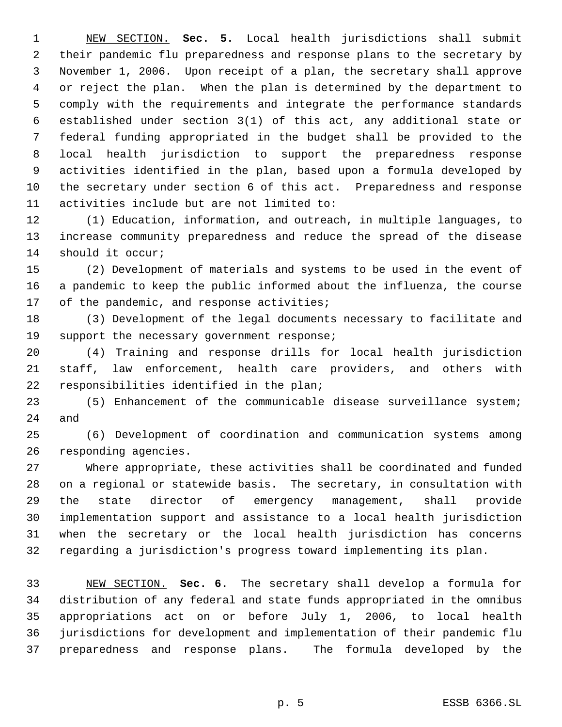NEW SECTION. **Sec. 5.** Local health jurisdictions shall submit their pandemic flu preparedness and response plans to the secretary by November 1, 2006. Upon receipt of a plan, the secretary shall approve or reject the plan. When the plan is determined by the department to comply with the requirements and integrate the performance standards established under section 3(1) of this act, any additional state or federal funding appropriated in the budget shall be provided to the local health jurisdiction to support the preparedness response activities identified in the plan, based upon a formula developed by the secretary under section 6 of this act. Preparedness and response activities include but are not limited to:

(1) Education, information, and outreach, in multiple languages, to increase community preparedness and reduce the spread of the disease should it occur;

(2) Development of materials and systems to be used in the event of a pandemic to keep the public informed about the influenza, the course of the pandemic, and response activities;

(3) Development of the legal documents necessary to facilitate and support the necessary government response;

(4) Training and response drills for local health jurisdiction staff, law enforcement, health care providers, and others with responsibilities identified in the plan;

(5) Enhancement of the communicable disease surveillance system; and

(6) Development of coordination and communication systems among responding agencies.

Where appropriate, these activities shall be coordinated and funded on a regional or statewide basis. The secretary, in consultation with the state director of emergency management, shall provide implementation support and assistance to a local health jurisdiction when the secretary or the local health jurisdiction has concerns regarding a jurisdiction's progress toward implementing its plan.

NEW SECTION. **Sec. 6.** The secretary shall develop a formula for distribution of any federal and state funds appropriated in the omnibus appropriations act on or before July 1, 2006, to local health jurisdictions for development and implementation of their pandemic flu preparedness and response plans. The formula developed by the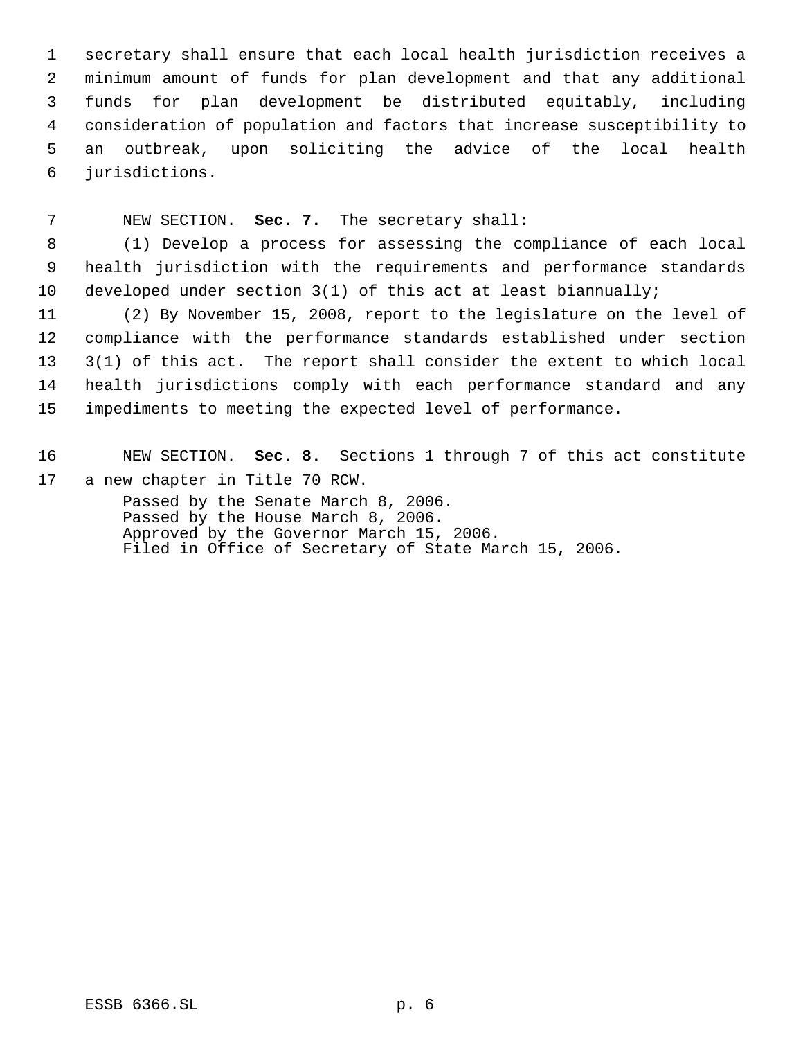secretary shall ensure that each local health jurisdiction receives a minimum amount of funds for plan development and that any additional funds for plan development be distributed equitably, including consideration of population and factors that increase susceptibility to an outbreak, upon soliciting the advice of the local health jurisdictions.

NEW SECTION. **Sec. 7.** The secretary shall:

(1) Develop a process for assessing the compliance of each local health jurisdiction with the requirements and performance standards developed under section 3(1) of this act at least biannually;

(2) By November 15, 2008, report to the legislature on the level of compliance with the performance standards established under section 3(1) of this act. The report shall consider the extent to which local health jurisdictions comply with each performance standard and any impediments to meeting the expected level of performance.

NEW SECTION. **Sec. 8.** Sections 1 through 7 of this act constitute a new chapter in Title 70 RCW.

Passed by the Senate March 8, 2006.
Passed by the House March 8, 2006.
Approved by the Governor March 15, 2006.
Filed in Office of Secretary of State March 15, 2006.